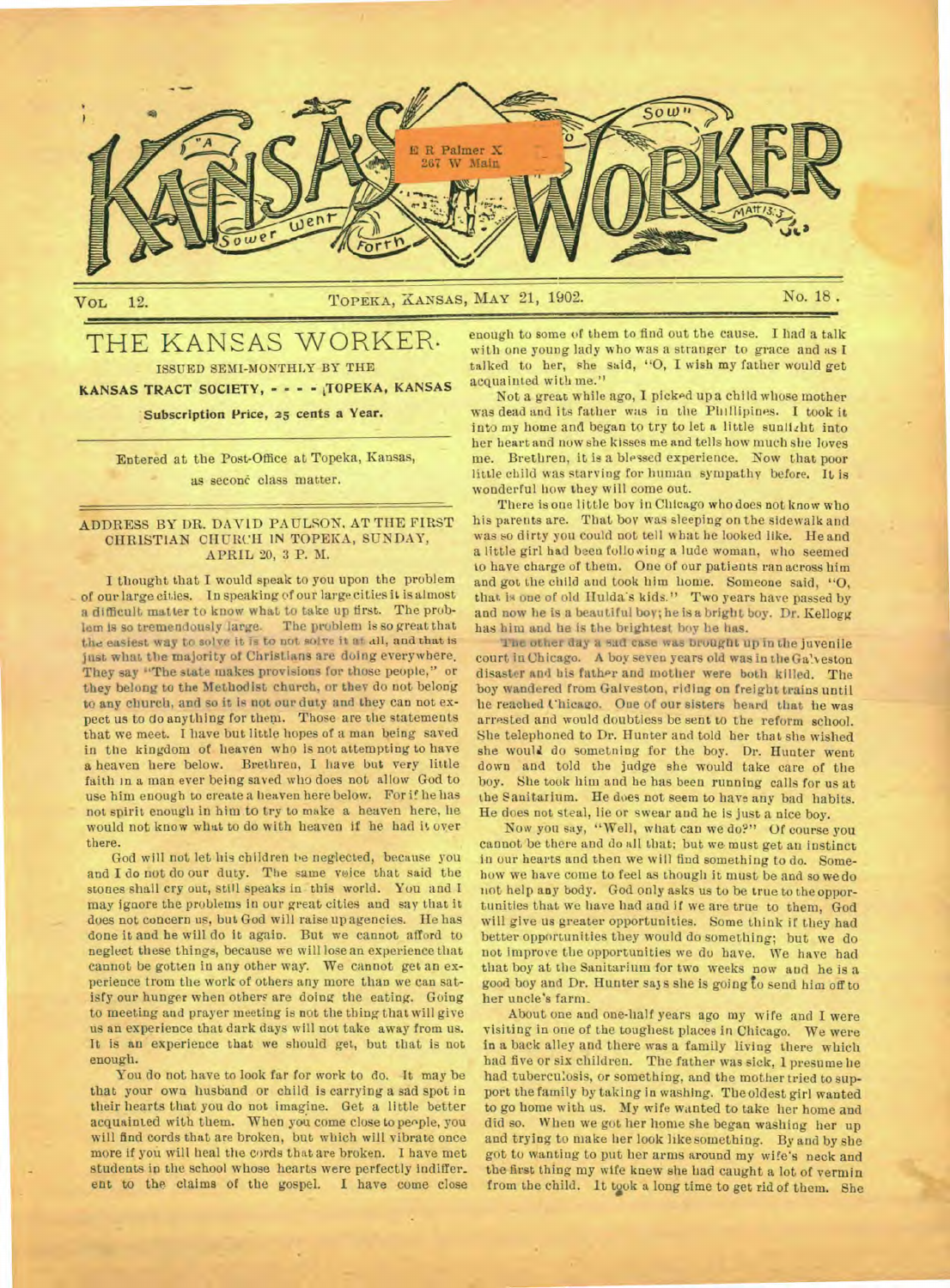# THE KANSAS WORKER

Vol. 12. TOPEKA, KANSAS, MAY 21, 1902. No. 18.

## THE KANSAS WORKER.

ISSUED SEMI-MONTHLY BY THE

**KANSAS TRACT SOCIETY, - - - - TOPEKA, KANSAS**

**Subscription Price, 25 cents a Year.**

Entered at the Post-Office at Topeka, Kansas, as second class matter.

### ADDRESS BY DR. DAVID PAULSON, AT THE FIRST CHRISTIAN CHURCH IN TOPEKA, SUNDAY, APRIL 20, 3 P. M.

I thought that I would speak to you upon the problem of our large cities. In speaking of our large cities it is almost a difficult matter to know what to take up first. The problem is so tremendously large. The problem is so great that the easiest way to solve it is to not solve it at all, and that is just what the majority of Christians are doing everywhere. They say "The state makes provisions for those people," or they belong to the Methodist church, or they do not belong to any church, and so it is not our duty and they can not expect us to do anything for them. Those are the statements that we meet. I have but little hopes of a man being saved in the kingdom of heaven who is not attempting to have a heaven here below. Brethren, I have but very little faith in a man ever being saved who does not allow God to use him enough to create a heaven here below. For if he has not spirit enough in him to try to make a heaven here, he would not know what to do with heaven if he had it over there.

God will not let his children be neglected, because you and I do not do our duty. The same voice that said the stones shall cry out, still speaks in this world. You and I may ignore the problems in our great cities and say that it does not concern us, but God will raise up agencies. He has done it and he will do it again. But we cannot afford to neglect these things, because we will lose an experience that cannot be gotten in any other way. We cannot get an experience from the work of others any more than we can satisfy our hunger when others are doing the eating. Going to meeting and prayer meeting is not the thing that will give us an experience that dark days will not take away from us. It is an experience that we should get, but that is not enough.

You do not have to look far for work to do. It may be that your own husband or child is carrying a sad spot in their hearts that you do not imagine. Get a little better acquainted with them. When you come close to people, you will find cords that are broken, but which will vibrate once more if you will heal the cords that are broken. I have met students in the school whose hearts were perfectly indifferent to the claims of the gospel. I have come close enough to some of them to find out the cause. I had a talk with one young lady who was a stranger to grace and as I talked to her, she said, "O, I wish my father would get acquainted with me."

Not a great while ago, I picked up a child whose mother was dead and its father was in the Phillipines. I took it into my home and began to try to let a little sunlight into her heart and now she kisses me and tells how much she loves me. Brethren, it is a blessed experience. Now that poor little child was starving for human sympathy before. It is wonderful how they will come out.

There is one little boy in Chicago who does not know who his parents are. That boy was sleeping on the sidewalk and was so dirty you could not tell what he looked like. He and a little girl had been following a lude woman, who seemed to have charge of them. One of our patients ran across him and got the child and took him home. Someone said, "O, that is one of old Hulda's kids." Two years have passed by and now he is a beautiful boy; he is a bright boy. Dr. Kellogg has him and he is the brightest boy he has.

The other day a sad case was brought up in the juvenile court in Chicago. A boy seven years old was in the Galveston disaster and his father and mother were both killed. The boy wandered from Galveston, riding on freight trains until he reached Chicago. One of our sisters heard that he was arrested and would doubtless be sent to the reform school. She telephoned to Dr. Hunter and told her that she wished she would do something for the boy. Dr. Hunter went down and told the judge she would take care of the boy. She took him and he has been running calls for us at the Sanitarium. He does not seem to have any bad habits. He does not steal, lie or swear and he is just a nice boy.

Now you say, "Well, what can we do?" Of course you cannot be there and do all that; but we must get an instinct in our hearts and then we will find something to do. Somehow we have come to feel as though it must be and so we do not help any body. God only asks us to be true to the opportunities that we have had and if we are true to them, God will give us greater opportunities. Some think if they had better opportunities they would do something; but we do not improve the opportunities we do have. We have had that boy at the Sanitarium for two weeks now and he is a good boy and Dr. Hunter says she is going to send him off to her uncle's farm.

About one and one-half years ago my wife and I were visiting in one of the toughest places in Chicago. We were in a back alley and there was a family living there which had five or six children. The father was sick, I presume he had tuberculosis, or something, and the mother tried to support the family by taking in washing. The oldest girl wanted to go home with us. My wife wanted to take her home and did so. When we got her home she began washing her up and trying to make her look like something. By and by she got to wanting to put her arms around my wife's neck and the first thing my wife knew she had caught a lot of vermin from the child. It took a long time to get rid of them. She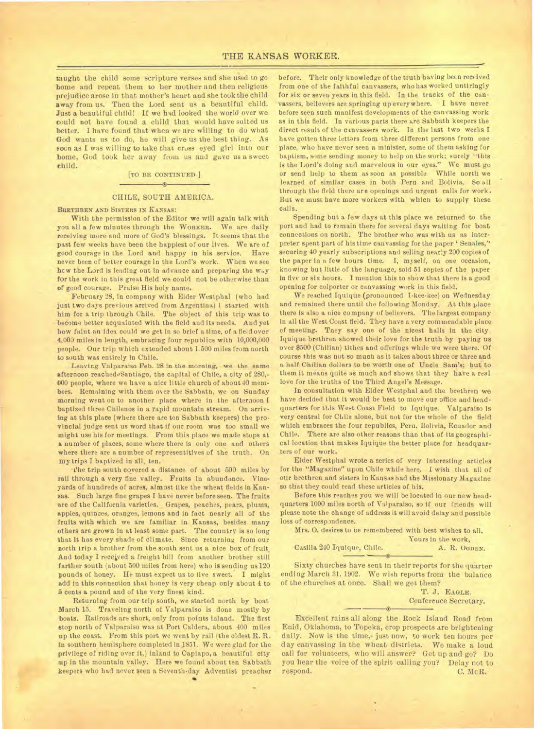taught the child some scripture verses and she used to go home and repeat them to her mother and then religious prejudice arose in that mother's heart and she took the child away from us. Then the Lord sent us a beautiful child. Just a beautiful child! If we had looked the world over we could not have found a child that would have suited us better. I have found that when we are willing to do what God wants us to do, he will give us the best thing. As soon as I was willing to take that cross eyed girl into our home, God took her away from us and gave us a sweet child.

[TO BE CONTINUED.]

## CHILE, SOUTH AMERICA.

BRETHREN AND SISTERS IN KANSAS:

With the permission of the Editor we will again talk with you all a few minutes through the WORKER. We are daily receiving more and more of God's blessings. It seems that the past few weeks have been the happiest of our lives. We are of good courage in the Lord and happy in his service. Have never been of better courage in the Lord's work. When we see how the Lord is leading out in advance and preparing the way for the work in this great field we could not be otherwise than of good courage. Praise His holy name.

February 28, in company with Elder Westphal (who had just two days previous arrived from Argentina) I started with him for a trip through Chile. The object of this trip was to become better acquainted with the field and its needs. And yet how faint an idea could we get in so brief a time, of a field over 4,000 miles in length, embracing four republics with 10,000,000 people. Our trip which extended about 1.500 miles from north to south was entirely in Chile.

Leaving Valparaiso Feb. 28 in the morning, we the same afternoon reached Santiago, the capital of Chile, a city of 280,000 people, where we have a nice little church of about 40 members. Remaining with them over the Sabbath, we on Sunday morning went on to another place where in the afternoon I baptized three Chilenos in a rapid mountain stream. On arriving at this place (where there are ten Sabbath keepers) the provincial judge sent us word that if our room was too small we might use his for meetings. From this place we made stops at a number of places, some where there is only one and others where there are a number of representitives of the truth. On my trips I baptized in all, ten.

The trip south covered a distance of about 500 miles by rail through a very fine valley. Fruits in abundance. Vineyards of hundreds of acres, almost like the wheat fields in Kansas. Such large fine grapes I have never before seen. The fruits are of the California varieties. Grapes, peaches, pears, plums, apples, quinces, oranges, lemons and in fact nearly all of the fruits with which we are familiar in Kansas, besides many others are grown in at least some part. The country is so long that it has every shade of climate. Since returning from our north trip a brother from the south sent us a nice box of fruit. And today I received a freight bill from another brother still farther south (about 500 miles from here) who is sending us 120 pounds of honey. He must expect us to live sweet. I might add in this connection that honey is very cheap only about 4 to 5 cents a pound and of the very finest kind.

Returning from our trip south, we started north by boat March 15. Traveling north of Valparaiso is done mostly by boats. Railroads are short, only from points inland. The first stop north of Valparaiso was at Port Caldera, about 400 miles up the coast. From this port we went by rail (the oldest R. R. in southern hemisphere completed in 1851. We were glad for the privilege of riding over it,) inland to Capiapo, a beautiful city up in the mountain valley. Here we found about ten Sabbath keepers who had never seen a Seventh-day Adventist preacher before. Their only knowledge of the truth having been received from one of the faithful canvassers, who has worked untiringly for six or seven years in this field. In the tracks of the canvassers, believers are springing up everywhere. I have never before seen such manifest developments of the canvassing work as in this field. In various parts there are Sabbath keepers the direct result of the canvassers work. In the last two weeks I have gotten three letters from three different persons from one place, who have never seen a minister, some of them asking for baptism, some sending money to help on the work; surely "this is the Lord's doing and marvelous in our eyes." We must go or send help to them as soon as possible. While north we learned of similar cases in both Peru and Bolivia. So all through the field there are openings and urgent calls for work. But we must have more workers with which to supply these calls.

Spending but a few days at this place we returned to the port and had to remain there for several days waiting for boat connections on north. The brother who was with us as interpreter spent part of his time canvassing for the paper "Senales," securing 40 yearly subscriptions and selling nearly 200 copies of the paper in a few hours time. I, myself, on one occasion, knowing but little of the language, sold 51 copies of the paper in five or six hours. I mention this to show that there is a good opening for colporter or canvassing work in this field.

We reached Iquique (pronounced I-kee-kee) on Wednesday and remained there until the following Monday. At this place there is also a nice company of believers. The largest company in all the West Coast field. They have a very commendable place of meeting. They say one of the nicest halls in the city. Iquique brethren showed their love for the truth by paying us over $500 (Chilian) tithes and offerings while we were there. Of course this was not so much as it takes about three or three and a half Chilian dollars to be worth one of Uncle Sam's; but to them it means quite as much and shows that they have a real love for the truths of the Third Angel's Message.

In consultation with Elder Westphal and the brethren we have decided that it would be best to move our office and headquarters for this West Coast Field to Iquique. Valparaiso is very central for Chile alone, but not for the whole of the field which embraces the four republics, Peru, Bolivia, Ecuador and Chile. There are also other reasons than that of its geographical location that makes Iquique the better place for headquarters of our work.

Elder Westphal wrote a series of very interesting articles for the "Magazine" upon Chile while here. I wish that all of our brethren and sisters in Kansas had the Missionary Magazine so that they could read these articles of his.

Before this reaches you we will be located in our new headquarters 1000 miles north of Valparaiso, so if our friends will please note the change of address it will avoid delay and possible loss of correspondence.

Mrs. O. desires to be remembered with best wishes to all.

Yours in the work,

Casilla 240 Iquique, Chile. A. R. OGDEN.

---

Sixty churches have sent in their reports for the quarter ending March 31, 1902. We wish reports from the balance of the churches at once. Shall we get them?

T. J. EAGLE,
Conference Secretary.

---

Excellent rains all along the Rock Island Road from Enid, Oklahoma, to Topeka, crop prospects are brightening daily. Now is the time, just now, to work ten hours per day canvassing in the wheat districts. We make a loud call for volunteers, who will answer? Get up and go? Do you hear the voice of the spirit calling you? Delay not to respond. C. McR.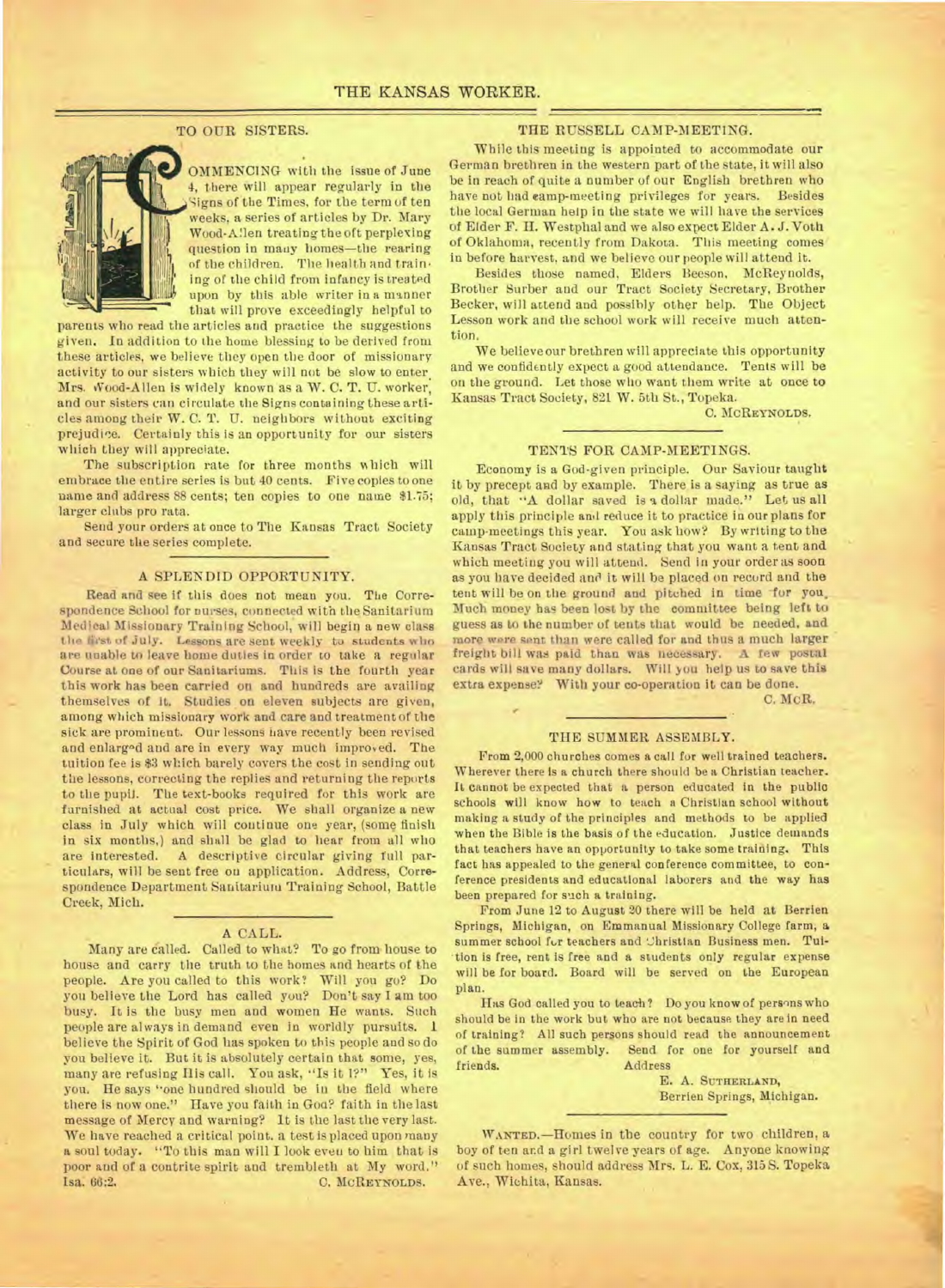## TO OUR SISTERS.

COMMENCING with the issue of June 4, there will appear regularly in the Signs of the Times, for the term of ten weeks, a series of articles by Dr. Mary Wood-Allen treating the oft perplexing question in many homes—the rearing of the children. The health and training of the child from infancy is treated upon by this able writer in a manner that will prove exceedingly helpful to parents who read the articles and practice the suggestions given. In addition to the home blessing to be derived from these articles, we believe they open the door of missionary activity to our sisters which they will not be slow to enter. Mrs. Wood-Allen is widely known as a W. C. T. U. worker, and our sisters can circulate the Signs containing these articles among their W. C. T. U. neighbors without exciting prejudice. Certainly this is an opportunity for our sisters which they will appreciate.

The subscription rate for three months which will embrace the entire series is but 40 cents. Five copies to one name and address 88 cents; ten copies to one name $1.75; larger clubs pro rata.

Send your orders at once to The Kansas Tract Society and secure the series complete.

## A SPLENDID OPPORTUNITY.

Read and see if this does not mean you. The Correspondence School for nurses, connected with the Sanitarium Medical Missionary Training School, will begin a new class the first of July. Lessons are sent weekly to students who are unable to leave home duties in order to take a regular Course at one of our Sanitariums. This is the fourth year this work has been carried on and hundreds are availing themselves of it. Studies on eleven subjects are given, among which missionary work and care and treatment of the sick are prominent. Our lessons have recently been revised and enlarged and are in every way much improved. The tuition fee is $3 which barely covers the cost in sending out the lessons, correcting the replies and returning the reports to the pupil. The text-books required for this work are furnished at actual cost price. We shall organize a new class in July which will continue one year, (some finish in six months,) and shall be glad to hear from all who are interested. A descriptive circular giving full particulars, will be sent free on application. Address, Correspondence Department Sanitarium Training School, Battle Creek, Mich.

## A CALL.

Many are called. Called to what? To go from house to house and carry the truth to the homes and hearts of the people. Are you called to this work? Will you go? Do you believe the Lord has called you? Don't say I am too busy. It is the busy men and women He wants. Such people are always in demand even in worldly pursuits. I believe the Spirit of God has spoken to this people and so do you believe it. But it is absolutely certain that some, yes, many are refusing His call. You ask, "Is it I?" Yes, it is you. He says "one hundred should be in the field where there is now one." Have you faith in God? faith in the last message of Mercy and warning? It is the last the very last. We have reached a critical point, a test is placed upon many a soul today. "To this man will I look even to him that is poor and of a contrite spirit and trembleth at My word." Isa. 66:2.

C. McREYNOLDS.

## THE RUSSELL CAMP-MEETING.

While this meeting is appointed to accommodate our German brethren in the western part of the state, it will also be in reach of quite a number of our English brethren who have not had camp-meeting privileges for years. Besides the local German help in the state we will have the services of Elder F. H. Westphal and we also expect Elder A. J. Voth of Oklahoma, recently from Dakota. This meeting comes in before harvest, and we believe our people will attend it.

Besides those named, Elders Beeson, McReynolds, Brother Surber and our Tract Society Secretary, Brother Becker, will attend and possibly other help. The Object Lesson work and the school work will receive much attention.

We believe our brethren will appreciate this opportunity and we confidently expect a good attendance. Tents will be on the ground. Let those who want them write at once to Kansas Tract Society, 821 W. 5th St., Topeka.

C. McREYNOLDS.

## TENTS FOR CAMP-MEETINGS.

Economy is a God-given principle. Our Saviour taught it by precept and by example. There is a saying as true as old, that "A dollar saved is a dollar made." Let us all apply this principle and reduce it to practice in our plans for camp-meetings this year. You ask how? By writing to the Kansas Tract Society and stating that you want a tent and which meeting you will attend. Send in your order as soon as you have decided and it will be placed on record and the tent will be on the ground and pitched in time for you. Much money has been lost by the committee being left to guess as to the number of tents that would be needed, and more were sent than were called for and thus a much larger freight bill was paid than was necessary. A few postal cards will save many dollars. Will you help us to save this extra expense? With your co-operation it can be done.

C. McR.

## THE SUMMER ASSEMBLY.

From 2,000 churches comes a call for well trained teachers. Wherever there is a church there should be a Christian teacher. It cannot be expected that a person educated in the public schools will know how to teach a Christian school without making a study of the principles and methods to be applied when the Bible is the basis of the education. Justice demands that teachers have an opportunity to take some training. This fact has appealed to the general conference committee, to conference presidents and educational laborers and the way has been prepared for such a training.

From June 12 to August 20 there will be held at Berrien Springs, Michigan, on Emmanual Missionary College farm, a summer school for teachers and Christian Business men. Tuition is free, rent is free and a students only regular expense will be for board. Board will be served on the European plan.

Has God called you to teach? Do you know of persons who should be in the work but who are not because they are in need of training? All such persons should read the announcement of the summer assembly. Send for one for yourself and friends. Address

E. A. SUTHERLAND,
Berrien Springs, Michigan.

WANTED.—Homes in the country for two children, a boy of ten and a girl twelve years of age. Anyone knowing of such homes, should address Mrs. L. E. Cox, 315 S. Topeka Ave., Wichita, Kansas.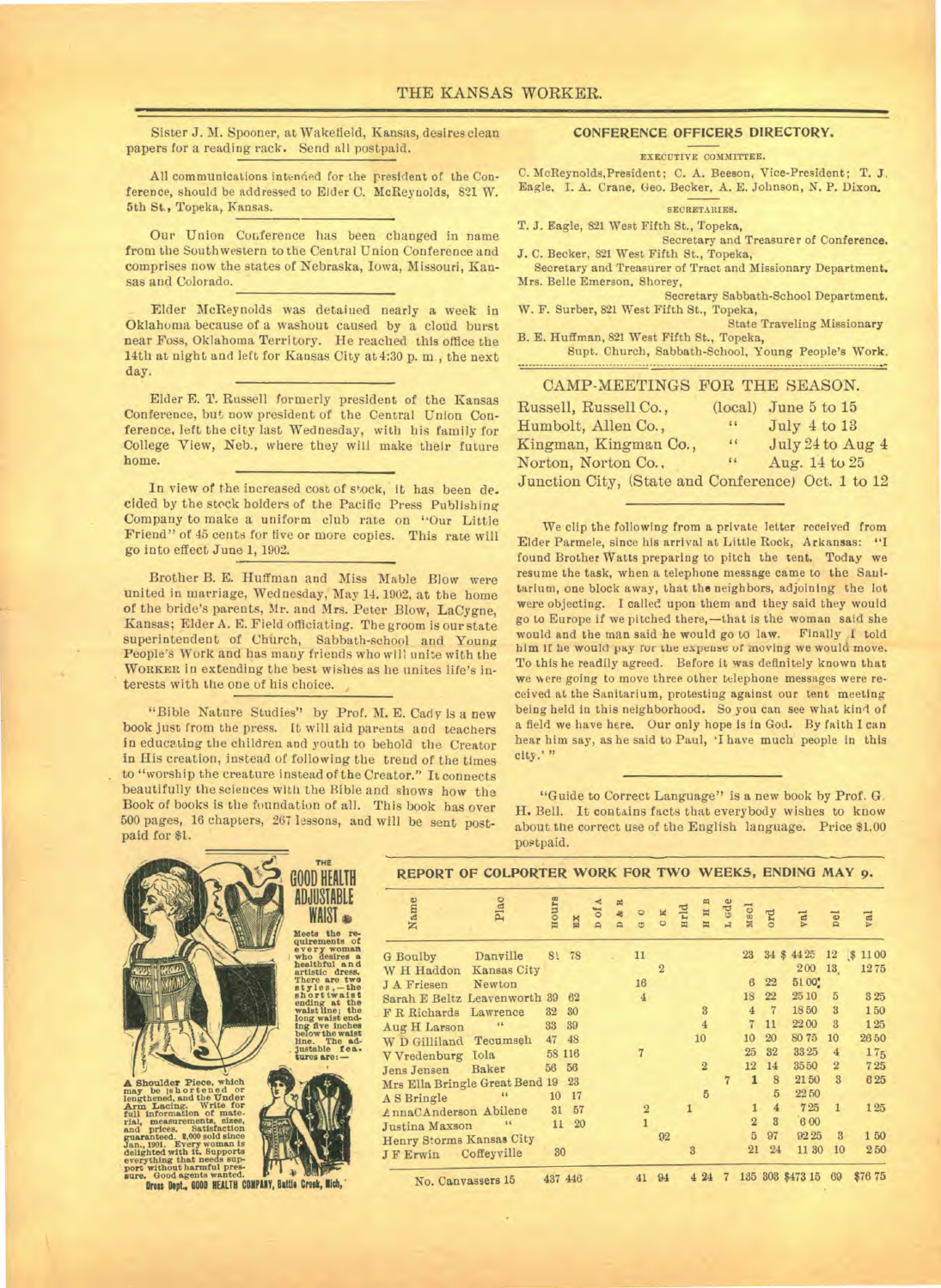Sister J. M. Spooner, at Wakefield, Kansas, desires clean papers for a reading rack. Send all postpaid.

All communications intended for the president of the Conference, should be addressed to Elder C. McReynolds, 821 W. 5th St., Topeka, Kansas.

Our Union Conference has been changed in name from the Southwestern to the Central Union Conference and comprises now the states of Nebraska, Iowa, Missouri, Kansas and Colorado.

Elder McReynolds was detained nearly a week in Oklahoma because of a washout caused by a cloud burst near Foss, Oklahoma Territory. He reached this office the 14th at night and left for Kansas City at 4:30 p. m., the next day.

Elder E. T. Russell formerly president of the Kansas Conference, but now president of the Central Union Conference, left the city last Wednesday, with his family for College View, Neb., where they will make their future home.

In view of the increased cost of stock, it has been decided by the stock holders of the Pacific Press Publishing Company to make a uniform club rate on "Our Little Friend" of 45 cents for five or more copies. This rate will go into effect June 1, 1902.

Brother B. E. Huffman and Miss Mable Blow were united in marriage, Wednesday, May 14, 1902, at the home of the bride's parents, Mr. and Mrs. Peter Blow, LaCygne, Kansas; Elder A. E. Field officiating. The groom is our state superintendent of Church, Sabbath-school and Young People's Work and has many friends who will unite with the WORKER in extending the best wishes as he unites life's interests with the one of his choice.

"Bible Nature Studies" by Prof. M. E. Cady is a new book just from the press. It will aid parents and teachers in educating the children and youth to behold the Creator in His creation, instead of following the trend of the times to "worship the creature instead of the Creator." It connects beautifully the sciences with the Bible and shows how the Book of books is the foundation of all. This book has over 500 pages, 16 chapters, 267 lessons, and will be sent postpaid for $1.

## CONFERENCE OFFICERS DIRECTORY.

### EXECUTIVE COMMITTEE.

C. McReynolds, President; C. A. Beeson, Vice-President; T. J. Eagle, I. A. Crane, Geo. Becker, A. E. Johnson, N. P. Dixon.

### SECRETARIES.

T. J. Eagle, 821 West Fifth St., Topeka,
Secretary and Treasurer of Conference.

J. C. Becker, 821 West Fifth St., Topeka,
Secretary and Treasurer of Tract and Missionary Department.

Mrs. Belle Emerson, Shorey,
Secretary Sabbath-School Department.

W. F. Surber, 821 West Fifth St., Topeka,
State Traveling Missionary

B. E. Huffman, 821 West Fifth St., Topeka,
Supt. Church, Sabbath-School, Young People's Work.

## CAMP-MEETINGS FOR THE SEASON.

| | | |
|---|---|---|
| Russell, Russell Co., | (local) | June 5 to 15 |
| Humbolt, Allen Co., | " | July 4 to 13 |
| Kingman, Kingman Co., | " | July 24 to Aug 4 |
| Norton, Norton Co., | " | Aug. 14 to 25 |
| Junction City, (State and Conference) | | Oct. 1 to 12 |

We clip the following from a private letter received from Elder Parmele, since his arrival at Little Rock, Arkansas: "I found Brother Watts preparing to pitch the tent. Today we resume the task, when a telephone message came to the Sanitarium, one block away, that the neighbors, adjoining the lot were objecting. I called upon them and they said they would go to Europe if we pitched there,—that is the woman said she would and the man said he would go to law. Finally I told him if he would pay for the expense of moving we would move. To this he readily agreed. Before it was definitely known that we were going to move three other telephone messages were received at the Sanitarium, protesting against our tent meeting being held in this neighborhood. So you can see what kind of a field we have here. Our only hope is in God. By faith I can hear him say, as he said to Paul, 'I have much people in this city.'"

"Guide to Correct Language" is a new book by Prof. G. H. Bell. It contains facts that everybody wishes to know about the correct use of the English language. Price $1.00 postpaid.

THE GOOD HEALTH ADJUSTABLE WAIST

Meets the requirements of every woman who desires a healthful and artistic dress. There are two styles,—the short waist ending at the waist line; the long waist ending five inches below the waist line. The adjustable features are:—

A Shoulder Piece, which may be shortened or lengthened, and the Under Arm Lacing. Write for full information of material, measurements, sizes, and prices. Satisfaction guaranteed. 8,000 sold since Jan., 1901. Every woman is delighted with it. Supports everything that needs support without harmful pressure. Good agents wanted.

Dress Dept., GOOD HEALTH COMPANY, Battle Creek, Mich.

## REPORT OF COLPORTER WORK FOR TWO WEEKS, ENDING MAY 9.

| Name | Place | Hours | EX | D of A | D & R | G O | C K | Hrld | H H B | L Gde | Mscl | Ord | Val | Del | Val |
|---|---|---|---|---|---|---|---|---|---|---|---|---|---|---|---|
| G Boulby | Danville | 81 | 78 | | | 11 | | | | | 23 | 34 | $ 44 25 | 12 | $ 11 00 |
| W H Haddon | Kansas City | | | | | | 2 | | | | | | 2 00 | 13 | 12 75 |
| J A Friesen | Newton | | | | | 16 | | | | | 6 | 22 | 51 00 | | |
| Sarah E Beltz | Leavenworth | 39 | 62 | | | 4 | | | | | 18 | 22 | 25 10 | 5 | 3 25 |
| F R Richards | Lawrence | 32 | 30 | | | | | | 3 | | 4 | 7 | 18 50 | 3 | 1 50 |
| Aug H Larson | " | 33 | 39 | | | | | | 4 | | 7 | 11 | 22 00 | 3 | 1 25 |
| W D Gilliland | Tecumseh | 47 | 48 | | | | | | 10 | | 10 | 20 | 80 75 | 10 | 26 50 |
| V Vredenburg | Iola | 58 | 116 | | | 7 | | | | | 25 | 32 | 33 25 | 2 | 1 75 |
| Jens Jensen | Baker | 56 | 56 | | | | | | 2 | | 12 | 14 | 35 50 | 2 | 7 25 |
| Mrs Ella Bringle | Great Bend | 19 | 23 | | | | | | | 7 | 1 | 8 | 21 50 | 3 | 6 25 |
| A S Bringle | " | 10 | 17 | | | | | | 5 | | | 5 | 22 50 | | |
| Anna C Anderson | Abilene | 31 | 57 | | | 2 | | 1 | | | 1 | 4 | 7 25 | 1 | 1 25 |
| Justina Maxson | " | 11 | 20 | | | 1 | | | | | 2 | 3 | 6 00 | | |
| Henry Storms | Kansas City | | | | | | 92 | | | | 5 | 97 | 92 25 | 3 | 1 50 |
| J F Erwin | Coffeyville | 30 | | | | | | 3 | | | 21 | 24 | 11 30 | 10 | 2 50 |
| No. Canvassers 15 | | 437 | 446 | | | 41 | 94 | 4 | 24 | 7 | 185 | 303 | $473 15 | 69 | $76 75 |